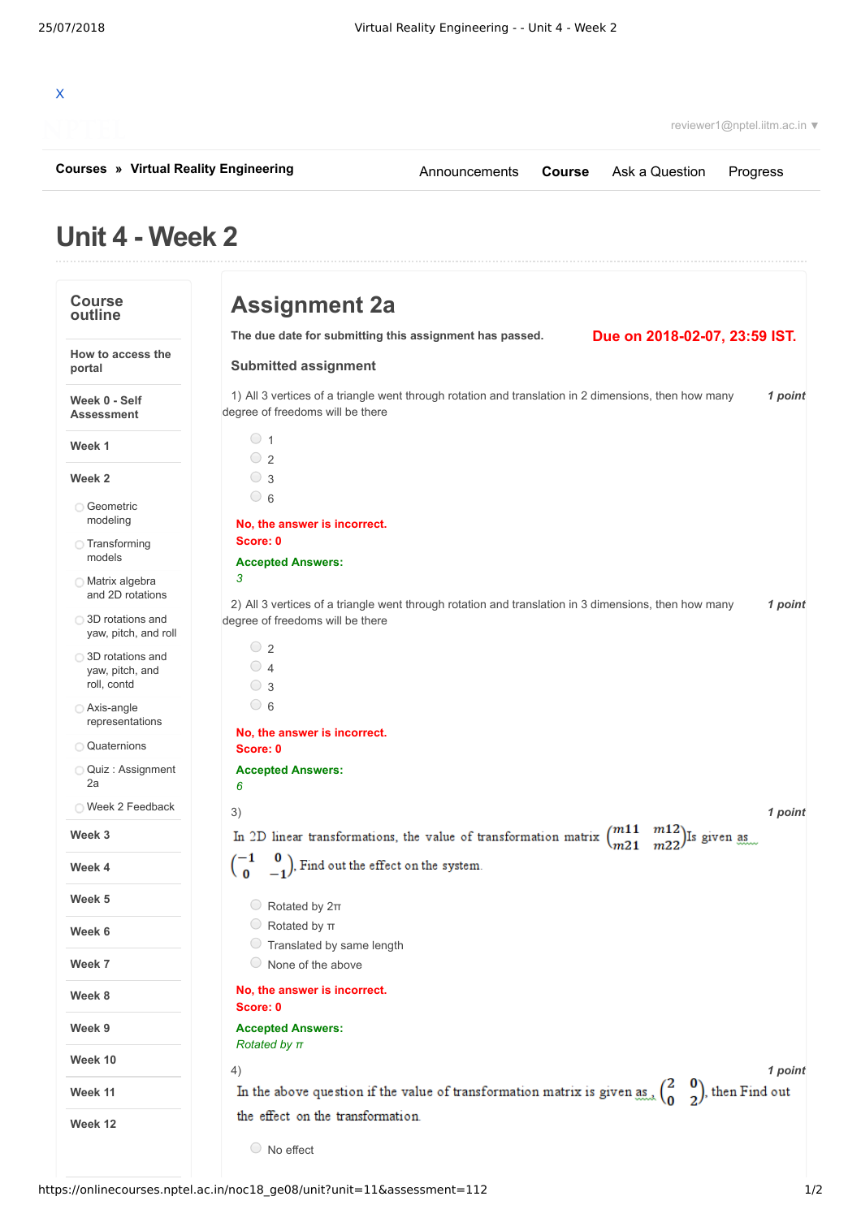X

reviewer1@nptel.iitm.ac.in ▼

**Courses** » **Virtual Reality Engineering**

Announcements | **Course** | Ask a Question | Progress

# Unit 4 - Week 2

## Course outline

- How to access the portal
- Week 0 - Self Assessment
- Week 1
- Week 2
  - Geometric modeling
  - Transforming models
  - Matrix algebra and 2D rotations
  - 3D rotations and yaw, pitch, and roll
  - 3D rotations and yaw, pitch, and roll, contd
  - Axis-angle representations
  - Quaternions
  - Quiz : Assignment 2a
  - Week 2 Feedback
- Week 3
- Week 4
- Week 5
- Week 6
- Week 7
- Week 8
- Week 9
- Week 10
- Week 11
- Week 12

# Assignment 2a

**The due date for submitting this assignment has passed.**

**Due on 2018-02-07, 23:59 IST.**

### Submitted assignment

1) All 3 vertices of a triangle went through rotation and translation in 2 dimensions, then how many degree of freedoms will be there *1 point*

- 1
- 2
- 3
- 6

**No, the answer is incorrect.**
**Score: 0**

**Accepted Answers:**
*3*

2) All 3 vertices of a triangle went through rotation and translation in 3 dimensions, then how many degree of freedoms will be there *1 point*

- 2
- 4
- 3
- 6

**No, the answer is incorrect.**
**Score: 0**

**Accepted Answers:**
*6*

3) *1 point*

In 2D linear transformations, the value of transformation matrix $\begin{pmatrix} m11 & m12 \\ m21 & m22 \end{pmatrix}$ Is given as $\begin{pmatrix} -1 & 0 \\ 0 & -1 \end{pmatrix}$, Find out the effect on the system.

- Rotated by 2π
- Rotated by π
- Translated by same length
- None of the above

**No, the answer is incorrect.**
**Score: 0**

**Accepted Answers:**
*Rotated by π*

4) *1 point*

In the above question if the value of transformation matrix is given as $\begin{pmatrix} 2 & 0 \\ 0 & 2 \end{pmatrix}$, then Find out the effect on the transformation.

- No effect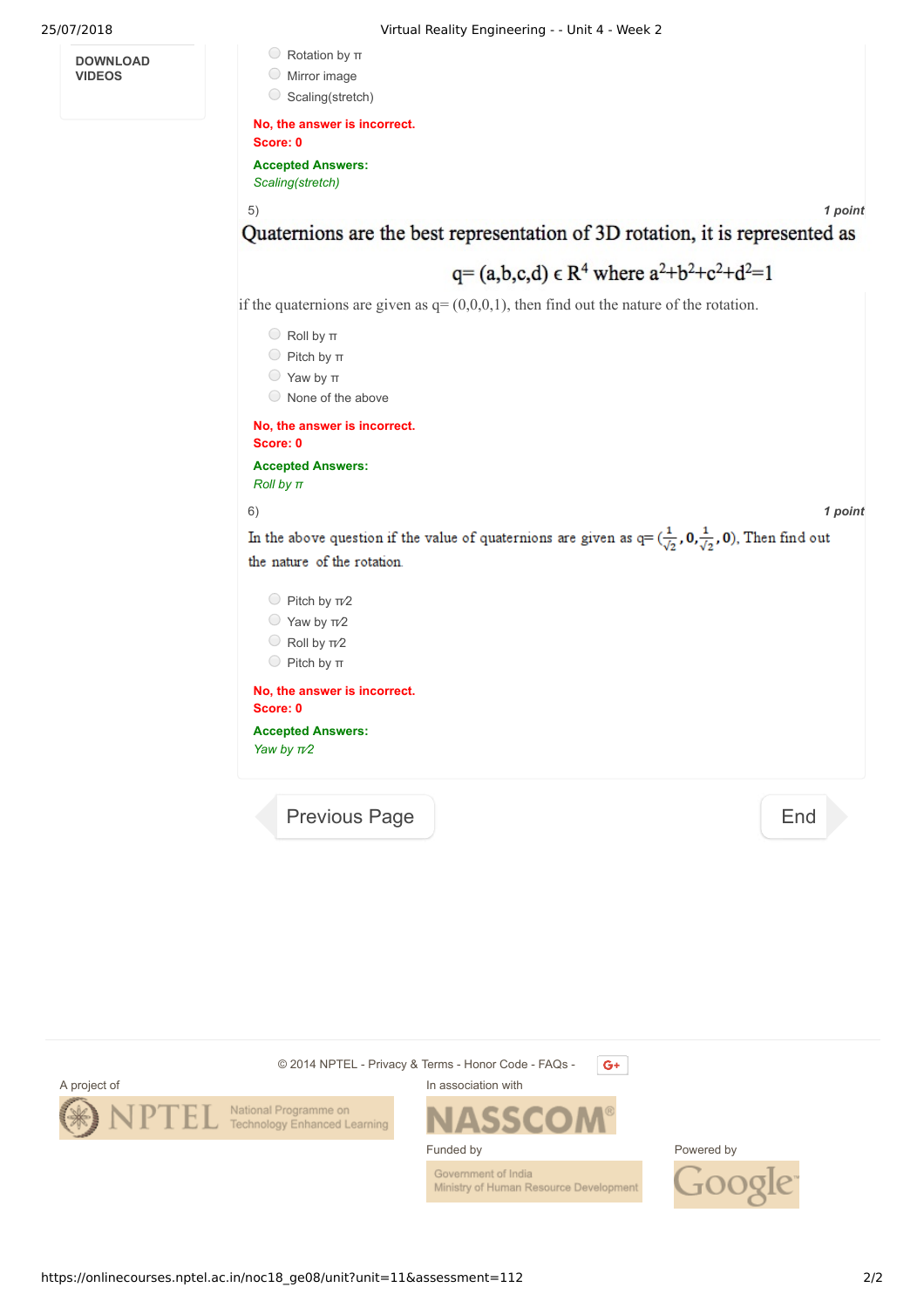DOWNLOAD VIDEOS

- Rotation by π
- Mirror image
- Scaling(stretch)

**No, the answer is incorrect.**
**Score: 0**

**Accepted Answers:**
*Scaling(stretch)*

5) *1 point*

Quaternions are the best representation of 3D rotation, it is represented as

$$q = (a,b,c,d) \in R^4 \text{ where } a^2+b^2+c^2+d^2=1$$

if the quaternions are given as q= (0,0,0,1), then find out the nature of the rotation.

- Roll by π
- Pitch by π
- Yaw by π
- None of the above

**No, the answer is incorrect.**
**Score: 0**

**Accepted Answers:**
*Roll by π*

6) *1 point*

In the above question if the value of quaternions are given as $q = (\frac{1}{\sqrt{2}}, 0, \frac{1}{\sqrt{2}}, 0)$. Then find out the nature of the rotation.

- Pitch by π/2
- Yaw by π/2
- Roll by π/2
- Pitch by π

**No, the answer is incorrect.**
**Score: 0**

**Accepted Answers:**
*Yaw by π/2*

Previous Page | End

© 2014 NPTEL - Privacy & Terms - Honor Code - FAQs -

A project of NPTEL National Programme on Technology Enhanced Learning

In association with NASSCOM

Funded by Government of India Ministry of Human Resource Development

Powered by Google